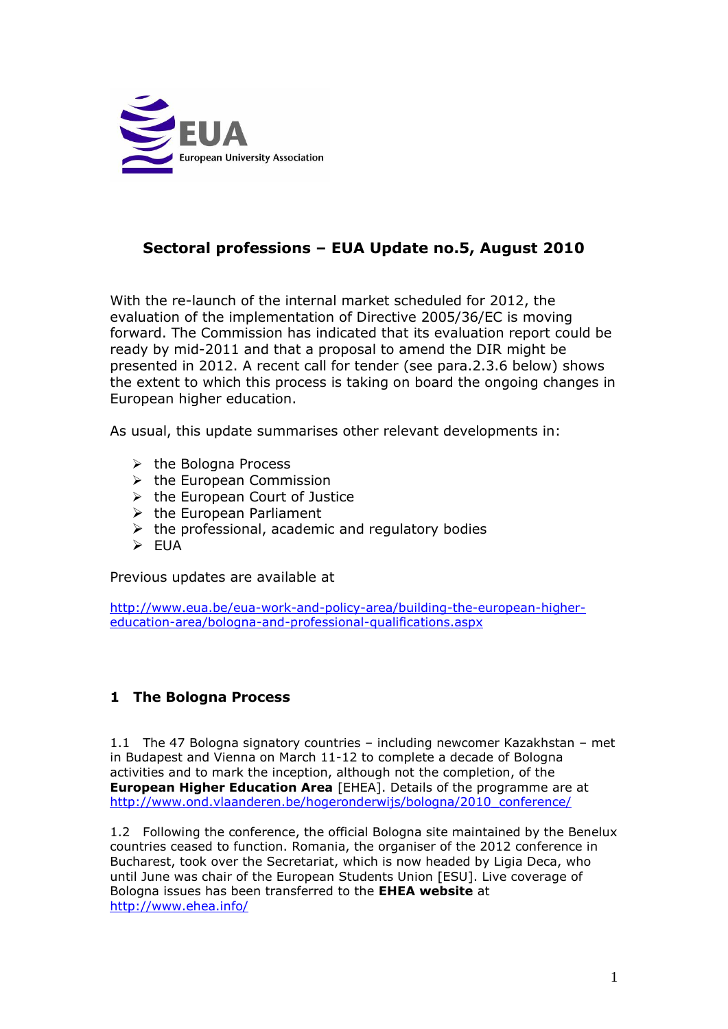EUA European University Association

# Sectoral professions – EUA Update no.5, August 2010

With the re-launch of the internal market scheduled for 2012, the evaluation of the implementation of Directive 2005/36/EC is moving forward. The Commission has indicated that its evaluation report could be ready by mid-2011 and that a proposal to amend the DIR might be presented in 2012. A recent call for tender (see para.2.3.6 below) shows the extent to which this process is taking on board the ongoing changes in European higher education.

As usual, this update summarises other relevant developments in:

- the Bologna Process
- the European Commission
- the European Court of Justice
- the European Parliament
- the professional, academic and regulatory bodies
- EUA

Previous updates are available at

http://www.eua.be/eua-work-and-policy-area/building-the-european-higher-education-area/bologna-and-professional-qualifications.aspx

## 1 The Bologna Process

1.1 The 47 Bologna signatory countries – including newcomer Kazakhstan – met in Budapest and Vienna on March 11-12 to complete a decade of Bologna activities and to mark the inception, although not the completion, of the **European Higher Education Area** [EHEA]. Details of the programme are at http://www.ond.vlaanderen.be/hogeronderwijs/bologna/2010_conference/

1.2 Following the conference, the official Bologna site maintained by the Benelux countries ceased to function. Romania, the organiser of the 2012 conference in Bucharest, took over the Secretariat, which is now headed by Ligia Deca, who until June was chair of the European Students Union [ESU]. Live coverage of Bologna issues has been transferred to the **EHEA website** at http://www.ehea.info/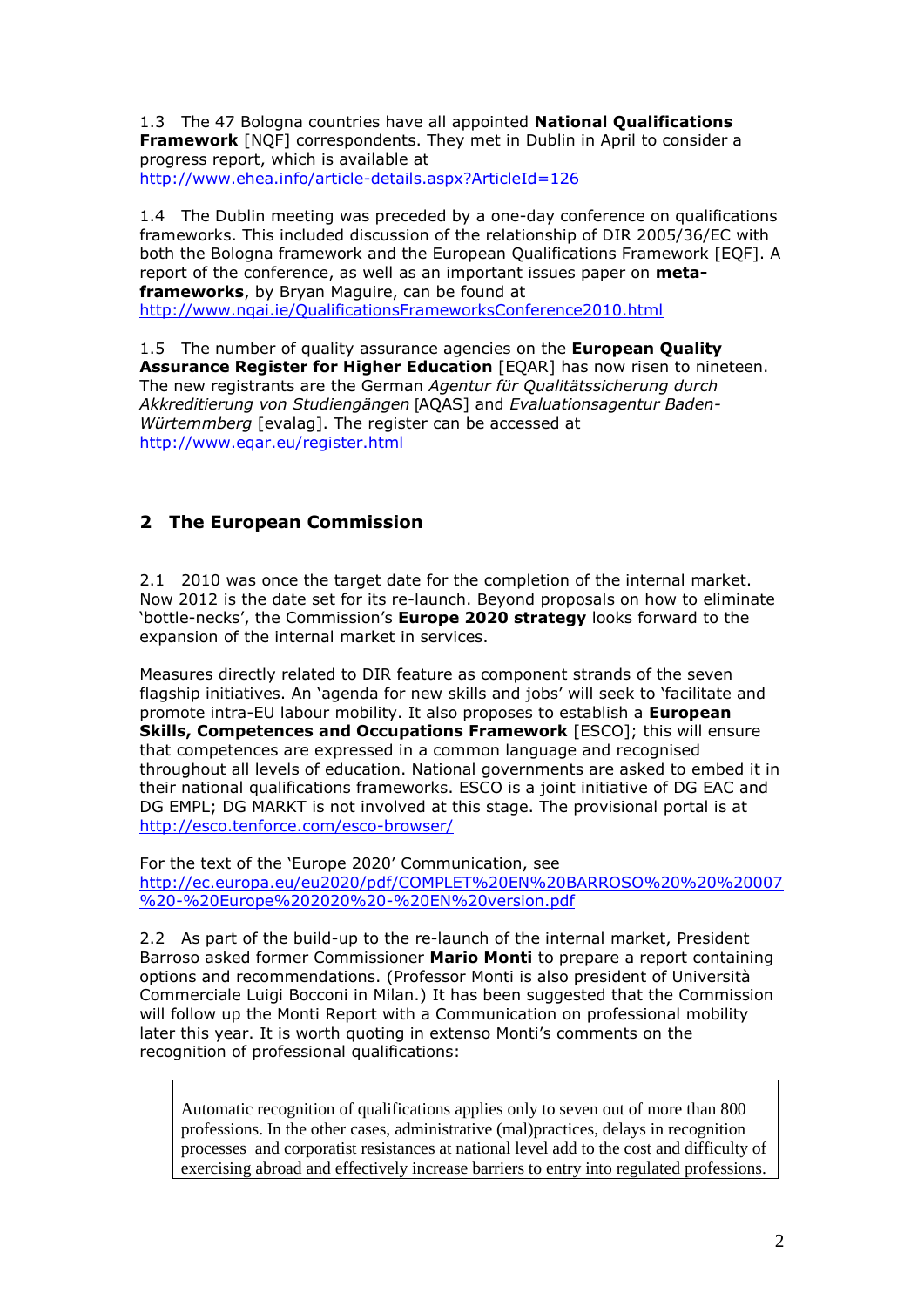1.3 The 47 Bologna countries have all appointed **National Qualifications Framework** [NQF] correspondents. They met in Dublin in April to consider a progress report, which is available at http://www.ehea.info/article-details.aspx?ArticleId=126

1.4 The Dublin meeting was preceded by a one-day conference on qualifications frameworks. This included discussion of the relationship of DIR 2005/36/EC with both the Bologna framework and the European Qualifications Framework [EQF]. A report of the conference, as well as an important issues paper on **meta-frameworks**, by Bryan Maguire, can be found at http://www.nqai.ie/QualificationsFrameworksConference2010.html

1.5 The number of quality assurance agencies on the **European Quality Assurance Register for Higher Education** [EQAR] has now risen to nineteen. The new registrants are the German *Agentur für Qualitätssicherung durch Akkreditierung von Studiengängen* [AQAS] and *Evaluationsagentur Baden-Würtemmberg* [evalag]. The register can be accessed at http://www.eqar.eu/register.html

## 2 The European Commission

2.1 2010 was once the target date for the completion of the internal market. Now 2012 is the date set for its re-launch. Beyond proposals on how to eliminate 'bottle-necks', the Commission's **Europe 2020 strategy** looks forward to the expansion of the internal market in services.

Measures directly related to DIR feature as component strands of the seven flagship initiatives. An 'agenda for new skills and jobs' will seek to 'facilitate and promote intra-EU labour mobility. It also proposes to establish a **European Skills, Competences and Occupations Framework** [ESCO]; this will ensure that competences are expressed in a common language and recognised throughout all levels of education. National governments are asked to embed it in their national qualifications frameworks. ESCO is a joint initiative of DG EAC and DG EMPL; DG MARKT is not involved at this stage. The provisional portal is at http://esco.tenforce.com/esco-browser/

For the text of the 'Europe 2020' Communication, see http://ec.europa.eu/eu2020/pdf/COMPLET%20EN%20BARROSO%20%20%20007%20-%20Europe%202020%20-%20EN%20version.pdf

2.2 As part of the build-up to the re-launch of the internal market, President Barroso asked former Commissioner **Mario Monti** to prepare a report containing options and recommendations. (Professor Monti is also president of Università Commerciale Luigi Bocconi in Milan.) It has been suggested that the Commission will follow up the Monti Report with a Communication on professional mobility later this year. It is worth quoting in extenso Monti's comments on the recognition of professional qualifications:

> Automatic recognition of qualifications applies only to seven out of more than 800 professions. In the other cases, administrative (mal)practices, delays in recognition processes and corporatist resistances at national level add to the cost and difficulty of exercising abroad and effectively increase barriers to entry into regulated professions.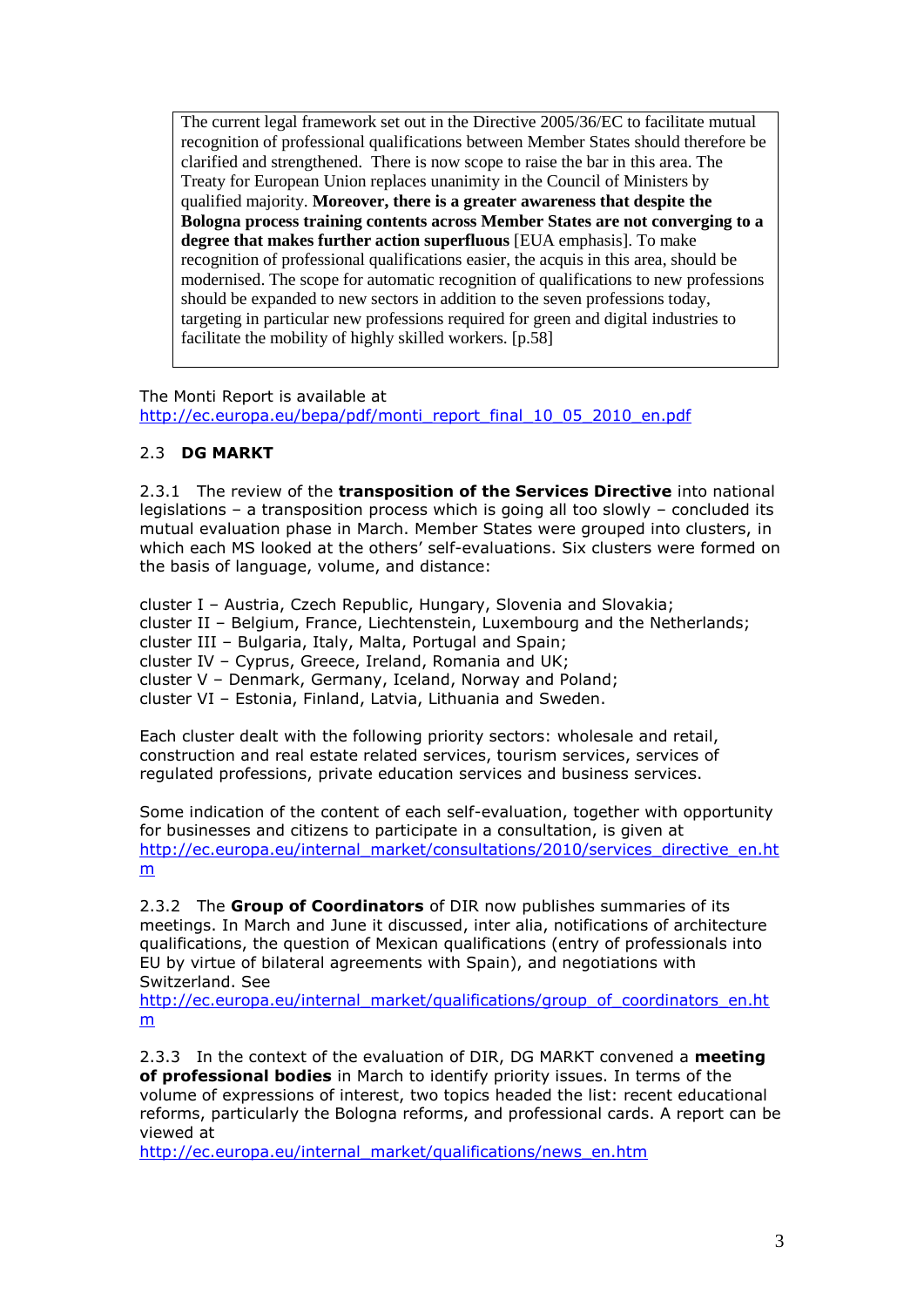> The current legal framework set out in the Directive 2005/36/EC to facilitate mutual recognition of professional qualifications between Member States should therefore be clarified and strengthened. There is now scope to raise the bar in this area. The Treaty for European Union replaces unanimity in the Council of Ministers by qualified majority. **Moreover, there is a greater awareness that despite the Bologna process training contents across Member States are not converging to a degree that makes further action superfluous** [EUA emphasis]. To make recognition of professional qualifications easier, the acquis in this area, should be modernised. The scope for automatic recognition of qualifications to new professions should be expanded to new sectors in addition to the seven professions today, targeting in particular new professions required for green and digital industries to facilitate the mobility of highly skilled workers. [p.58]

The Monti Report is available at
http://ec.europa.eu/bepa/pdf/monti_report_final_10_05_2010_en.pdf

## 2.3 DG MARKT

2.3.1 The review of the **transposition of the Services Directive** into national legislations – a transposition process which is going all too slowly – concluded its mutual evaluation phase in March. Member States were grouped into clusters, in which each MS looked at the others' self-evaluations. Six clusters were formed on the basis of language, volume, and distance:

cluster I – Austria, Czech Republic, Hungary, Slovenia and Slovakia;
cluster II – Belgium, France, Liechtenstein, Luxembourg and the Netherlands;
cluster III – Bulgaria, Italy, Malta, Portugal and Spain;
cluster IV – Cyprus, Greece, Ireland, Romania and UK;
cluster V – Denmark, Germany, Iceland, Norway and Poland;
cluster VI – Estonia, Finland, Latvia, Lithuania and Sweden.

Each cluster dealt with the following priority sectors: wholesale and retail, construction and real estate related services, tourism services, services of regulated professions, private education services and business services.

Some indication of the content of each self-evaluation, together with opportunity for businesses and citizens to participate in a consultation, is given at
http://ec.europa.eu/internal_market/consultations/2010/services_directive_en.htm

2.3.2 The **Group of Coordinators** of DIR now publishes summaries of its meetings. In March and June it discussed, inter alia, notifications of architecture qualifications, the question of Mexican qualifications (entry of professionals into EU by virtue of bilateral agreements with Spain), and negotiations with Switzerland. See
http://ec.europa.eu/internal_market/qualifications/group_of_coordinators_en.htm

2.3.3 In the context of the evaluation of DIR, DG MARKT convened a **meeting of professional bodies** in March to identify priority issues. In terms of the volume of expressions of interest, two topics headed the list: recent educational reforms, particularly the Bologna reforms, and professional cards. A report can be viewed at
http://ec.europa.eu/internal_market/qualifications/news_en.htm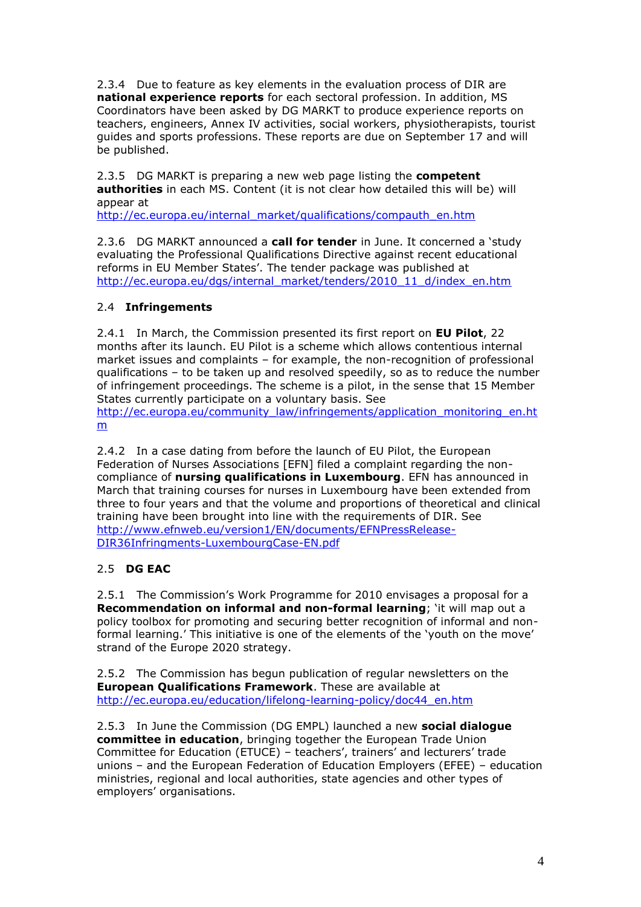2.3.4 Due to feature as key elements in the evaluation process of DIR are **national experience reports** for each sectoral profession. In addition, MS Coordinators have been asked by DG MARKT to produce experience reports on teachers, engineers, Annex IV activities, social workers, physiotherapists, tourist guides and sports professions. These reports are due on September 17 and will be published.

2.3.5 DG MARKT is preparing a new web page listing the **competent authorities** in each MS. Content (it is not clear how detailed this will be) will appear at
http://ec.europa.eu/internal_market/qualifications/compauth_en.htm

2.3.6 DG MARKT announced a **call for tender** in June. It concerned a 'study evaluating the Professional Qualifications Directive against recent educational reforms in EU Member States'. The tender package was published at
http://ec.europa.eu/dgs/internal_market/tenders/2010_11_d/index_en.htm

## 2.4 Infringements

2.4.1 In March, the Commission presented its first report on **EU Pilot**, 22 months after its launch. EU Pilot is a scheme which allows contentious internal market issues and complaints – for example, the non-recognition of professional qualifications – to be taken up and resolved speedily, so as to reduce the number of infringement proceedings. The scheme is a pilot, in the sense that 15 Member States currently participate on a voluntary basis. See
http://ec.europa.eu/community_law/infringements/application_monitoring_en.htm

2.4.2 In a case dating from before the launch of EU Pilot, the European Federation of Nurses Associations [EFN] filed a complaint regarding the non-compliance of **nursing qualifications in Luxembourg**. EFN has announced in March that training courses for nurses in Luxembourg have been extended from three to four years and that the volume and proportions of theoretical and clinical training have been brought into line with the requirements of DIR. See
http://www.efnweb.eu/version1/EN/documents/EFNPressRelease-DIR36Infringments-LuxembourgCase-EN.pdf

## 2.5 DG EAC

2.5.1 The Commission's Work Programme for 2010 envisages a proposal for a **Recommendation on informal and non-formal learning**; 'it will map out a policy toolbox for promoting and securing better recognition of informal and non-formal learning.' This initiative is one of the elements of the 'youth on the move' strand of the Europe 2020 strategy.

2.5.2 The Commission has begun publication of regular newsletters on the **European Qualifications Framework**. These are available at
http://ec.europa.eu/education/lifelong-learning-policy/doc44_en.htm

2.5.3 In June the Commission (DG EMPL) launched a new **social dialogue committee in education**, bringing together the European Trade Union Committee for Education (ETUCE) – teachers', trainers' and lecturers' trade unions – and the European Federation of Education Employers (EFEE) – education ministries, regional and local authorities, state agencies and other types of employers' organisations.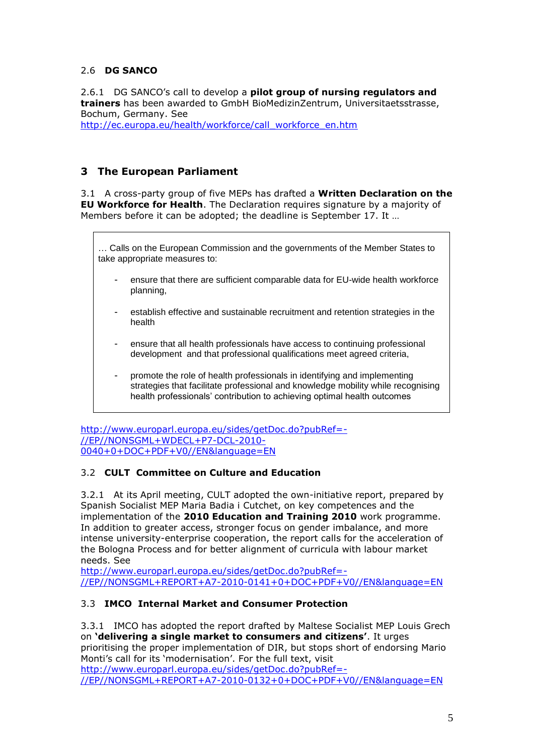## 2.6 DG SANCO

2.6.1 DG SANCO's call to develop a **pilot group of nursing regulators and trainers** has been awarded to GmbH BioMedizinZentrum, Universitaetsstrasse, Bochum, Germany. See http://ec.europa.eu/health/workforce/call_workforce_en.htm

# 3 The European Parliament

3.1 A cross-party group of five MEPs has drafted a **Written Declaration on the EU Workforce for Health**. The Declaration requires signature by a majority of Members before it can be adopted; the deadline is September 17. It …

> … Calls on the European Commission and the governments of the Member States to take appropriate measures to:
>
> - ensure that there are sufficient comparable data for EU-wide health workforce planning,
> - establish effective and sustainable recruitment and retention strategies in the health
> - ensure that all health professionals have access to continuing professional development and that professional qualifications meet agreed criteria,
> - promote the role of health professionals in identifying and implementing strategies that facilitate professional and knowledge mobility while recognising health professionals' contribution to achieving optimal health outcomes

http://www.europarl.europa.eu/sides/getDoc.do?pubRef=-//EP//NONSGML+WDECL+P7-DCL-2010-0040+0+DOC+PDF+V0//EN&language=EN

## 3.2 CULT Committee on Culture and Education

3.2.1 At its April meeting, CULT adopted the own-initiative report, prepared by Spanish Socialist MEP Maria Badia i Cutchet, on key competences and the implementation of the **2010 Education and Training 2010** work programme. In addition to greater access, stronger focus on gender imbalance, and more intense university-enterprise cooperation, the report calls for the acceleration of the Bologna Process and for better alignment of curricula with labour market needs. See http://www.europarl.europa.eu/sides/getDoc.do?pubRef=-//EP//NONSGML+REPORT+A7-2010-0141+0+DOC+PDF+V0//EN&language=EN

## 3.3 IMCO Internal Market and Consumer Protection

3.3.1 IMCO has adopted the report drafted by Maltese Socialist MEP Louis Grech on **'delivering a single market to consumers and citizens'**. It urges prioritising the proper implementation of DIR, but stops short of endorsing Mario Monti's call for its 'modernisation'. For the full text, visit http://www.europarl.europa.eu/sides/getDoc.do?pubRef=-//EP//NONSGML+REPORT+A7-2010-0132+0+DOC+PDF+V0//EN&language=EN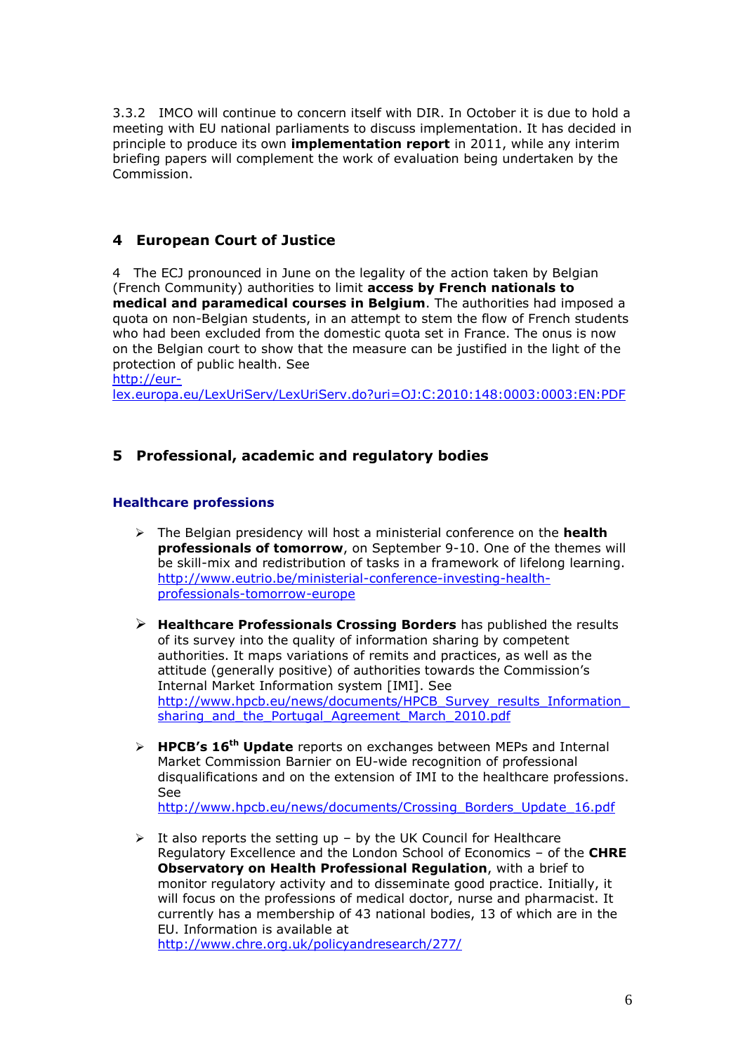3.3.2 IMCO will continue to concern itself with DIR. In October it is due to hold a meeting with EU national parliaments to discuss implementation. It has decided in principle to produce its own **implementation report** in 2011, while any interim briefing papers will complement the work of evaluation being undertaken by the Commission.

## 4 European Court of Justice

4 The ECJ pronounced in June on the legality of the action taken by Belgian (French Community) authorities to limit **access by French nationals to medical and paramedical courses in Belgium**. The authorities had imposed a quota on non-Belgian students, in an attempt to stem the flow of French students who had been excluded from the domestic quota set in France. The onus is now on the Belgian court to show that the measure can be justified in the light of the protection of public health. See http://eur-lex.europa.eu/LexUriServ/LexUriServ.do?uri=OJ:C:2010:148:0003:0003:EN:PDF

## 5 Professional, academic and regulatory bodies

### Healthcare professions

- The Belgian presidency will host a ministerial conference on the **health professionals of tomorrow**, on September 9-10. One of the themes will be skill-mix and redistribution of tasks in a framework of lifelong learning. http://www.eutrio.be/ministerial-conference-investing-health-professionals-tomorrow-europe

- **Healthcare Professionals Crossing Borders** has published the results of its survey into the quality of information sharing by competent authorities. It maps variations of remits and practices, as well as the attitude (generally positive) of authorities towards the Commission's Internal Market Information system [IMI]. See http://www.hpcb.eu/news/documents/HPCB_Survey_results_Information_sharing_and_the_Portugal_Agreement_March_2010.pdf

- **HPCB's 16th Update** reports on exchanges between MEPs and Internal Market Commission Barnier on EU-wide recognition of professional disqualifications and on the extension of IMI to the healthcare professions. See http://www.hpcb.eu/news/documents/Crossing_Borders_Update_16.pdf

- It also reports the setting up – by the UK Council for Healthcare Regulatory Excellence and the London School of Economics – of the **CHRE Observatory on Health Professional Regulation**, with a brief to monitor regulatory activity and to disseminate good practice. Initially, it will focus on the professions of medical doctor, nurse and pharmacist. It currently has a membership of 43 national bodies, 13 of which are in the EU. Information is available at http://www.chre.org.uk/policyandresearch/277/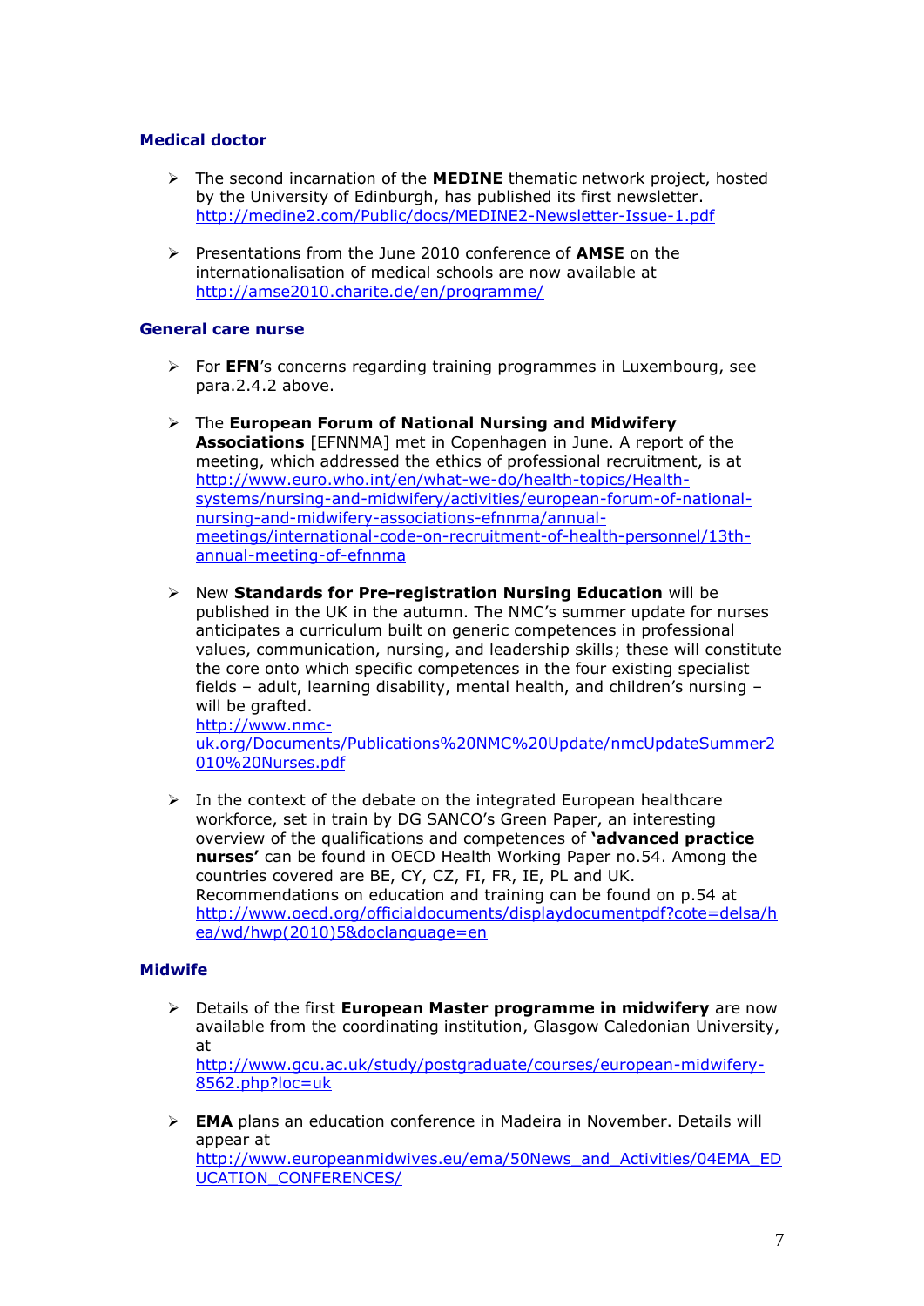### Medical doctor

- The second incarnation of the **MEDINE** thematic network project, hosted by the University of Edinburgh, has published its first newsletter. http://medine2.com/Public/docs/MEDINE2-Newsletter-Issue-1.pdf

- Presentations from the June 2010 conference of **AMSE** on the internationalisation of medical schools are now available at http://amse2010.charite.de/en/programme/

### General care nurse

- For **EFN**'s concerns regarding training programmes in Luxembourg, see para.2.4.2 above.

- The **European Forum of National Nursing and Midwifery Associations** [EFNNMA] met in Copenhagen in June. A report of the meeting, which addressed the ethics of professional recruitment, is at http://www.euro.who.int/en/what-we-do/health-topics/Health-systems/nursing-and-midwifery/activities/european-forum-of-national-nursing-and-midwifery-associations-efnnma/annual-meetings/international-code-on-recruitment-of-health-personnel/13th-annual-meeting-of-efnnma

- New **Standards for Pre-registration Nursing Education** will be published in the UK in the autumn. The NMC's summer update for nurses anticipates a curriculum built on generic competences in professional values, communication, nursing, and leadership skills; these will constitute the core onto which specific competences in the four existing specialist fields – adult, learning disability, mental health, and children's nursing – will be grafted. http://www.nmc-uk.org/Documents/Publications%20NMC%20Update/nmcUpdateSummer2010%20Nurses.pdf

- In the context of the debate on the integrated European healthcare workforce, set in train by DG SANCO's Green Paper, an interesting overview of the qualifications and competences of **'advanced practice nurses'** can be found in OECD Health Working Paper no.54. Among the countries covered are BE, CY, CZ, FI, FR, IE, PL and UK. Recommendations on education and training can be found on p.54 at http://www.oecd.org/officialdocuments/displaydocumentpdf?cote=delsa/hea/wd/hwp(2010)5&doclanguage=en

### Midwife

- Details of the first **European Master programme in midwifery** are now available from the coordinating institution, Glasgow Caledonian University, at http://www.gcu.ac.uk/study/postgraduate/courses/european-midwifery-8562.php?loc=uk

- **EMA** plans an education conference in Madeira in November. Details will appear at http://www.europeanmidwives.eu/ema/50News_and_Activities/04EMA_EDUCATION_CONFERENCES/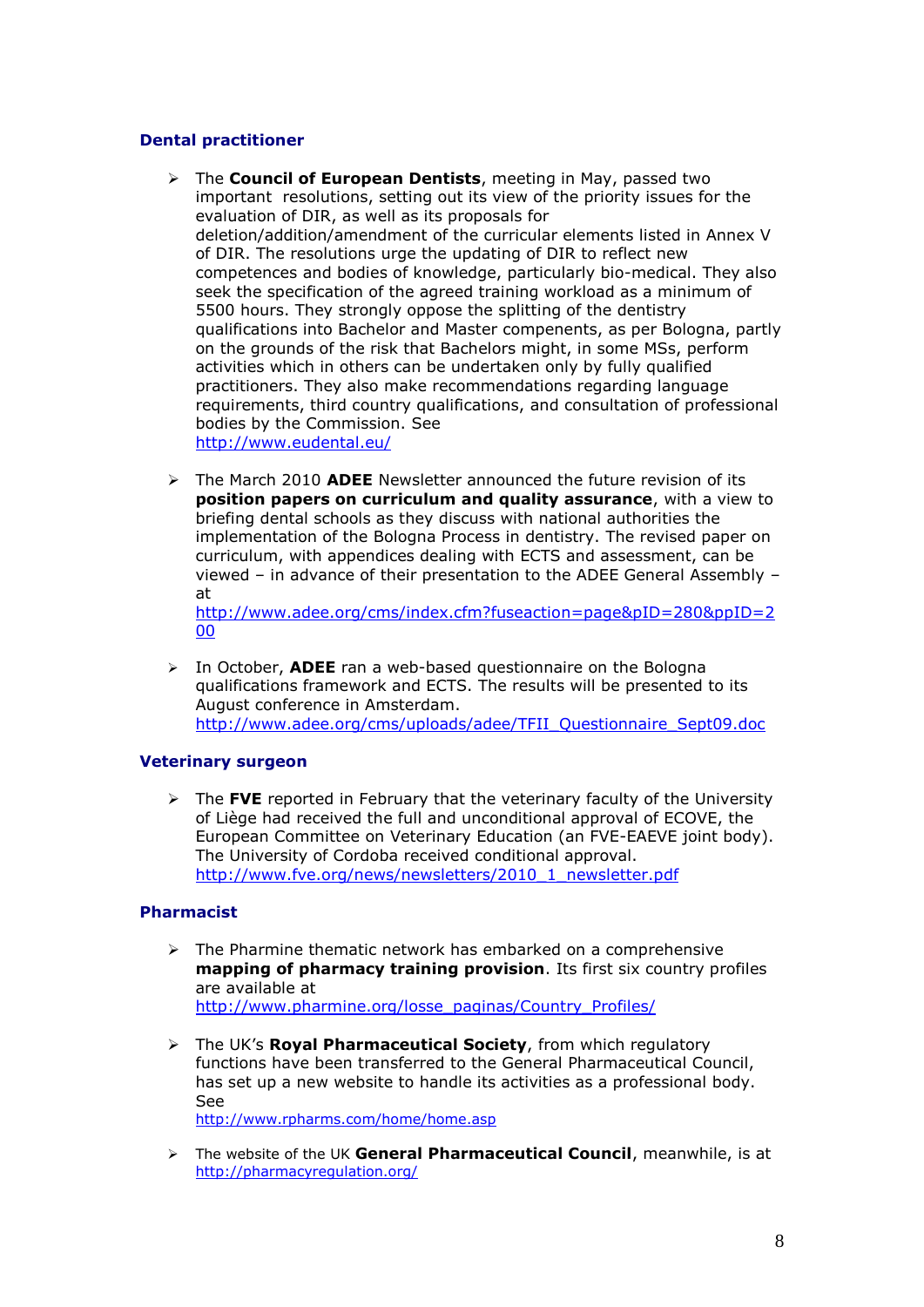### Dental practitioner

- The **Council of European Dentists**, meeting in May, passed two important resolutions, setting out its view of the priority issues for the evaluation of DIR, as well as its proposals for deletion/addition/amendment of the curricular elements listed in Annex V of DIR. The resolutions urge the updating of DIR to reflect new competences and bodies of knowledge, particularly bio-medical. They also seek the specification of the agreed training workload as a minimum of 5500 hours. They strongly oppose the splitting of the dentistry qualifications into Bachelor and Master compenents, as per Bologna, partly on the grounds of the risk that Bachelors might, in some MSs, perform activities which in others can be undertaken only by fully qualified practitioners. They also make recommendations regarding language requirements, third country qualifications, and consultation of professional bodies by the Commission. See http://www.eudental.eu/

- The March 2010 **ADEE** Newsletter announced the future revision of its **position papers on curriculum and quality assurance**, with a view to briefing dental schools as they discuss with national authorities the implementation of the Bologna Process in dentistry. The revised paper on curriculum, with appendices dealing with ECTS and assessment, can be viewed – in advance of their presentation to the ADEE General Assembly – at http://www.adee.org/cms/index.cfm?fuseaction=page&pID=280&ppID=200

- In October, **ADEE** ran a web-based questionnaire on the Bologna qualifications framework and ECTS. The results will be presented to its August conference in Amsterdam. http://www.adee.org/cms/uploads/adee/TFII_Questionnaire_Sept09.doc

### Veterinary surgeon

- The **FVE** reported in February that the veterinary faculty of the University of Liège had received the full and unconditional approval of ECOVE, the European Committee on Veterinary Education (an FVE-EAEVE joint body). The University of Cordoba received conditional approval. http://www.fve.org/news/newsletters/2010_1_newsletter.pdf

### Pharmacist

- The Pharmine thematic network has embarked on a comprehensive **mapping of pharmacy training provision**. Its first six country profiles are available at http://www.pharmine.org/losse_paginas/Country_Profiles/

- The UK's **Royal Pharmaceutical Society**, from which regulatory functions have been transferred to the General Pharmaceutical Council, has set up a new website to handle its activities as a professional body. See http://www.rpharms.com/home/home.asp

- The website of the UK **General Pharmaceutical Council**, meanwhile, is at http://pharmacyregulation.org/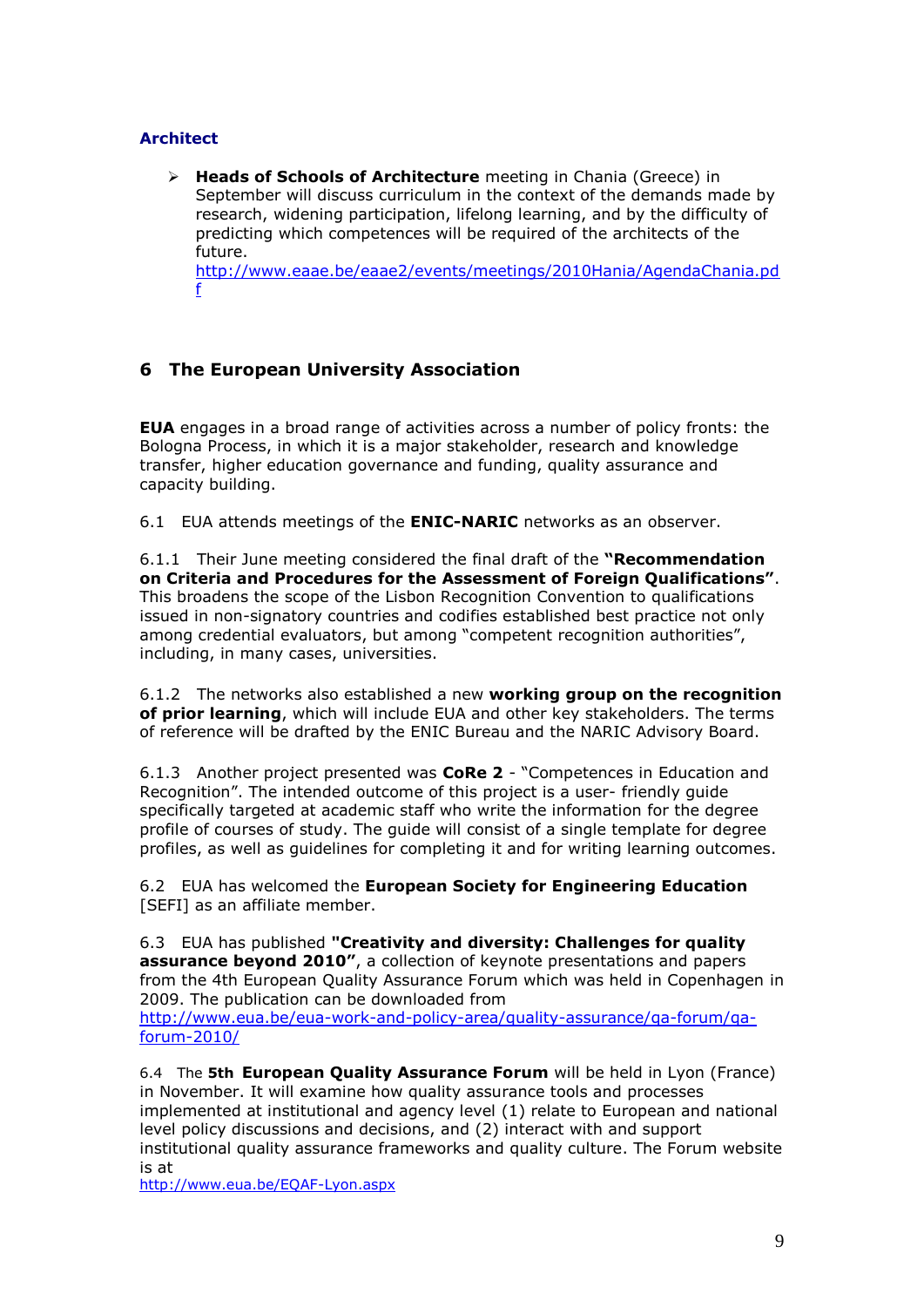### Architect

- **Heads of Schools of Architecture** meeting in Chania (Greece) in September will discuss curriculum in the context of the demands made by research, widening participation, lifelong learning, and by the difficulty of predicting which competences will be required of the architects of the future.
  http://www.eaae.be/eaae2/events/meetings/2010Hania/AgendaChania.pdf

## 6 The European University Association

**EUA** engages in a broad range of activities across a number of policy fronts: the Bologna Process, in which it is a major stakeholder, research and knowledge transfer, higher education governance and funding, quality assurance and capacity building.

6.1 EUA attends meetings of the **ENIC-NARIC** networks as an observer.

6.1.1 Their June meeting considered the final draft of the **"Recommendation on Criteria and Procedures for the Assessment of Foreign Qualifications"**. This broadens the scope of the Lisbon Recognition Convention to qualifications issued in non-signatory countries and codifies established best practice not only among credential evaluators, but among "competent recognition authorities", including, in many cases, universities.

6.1.2 The networks also established a new **working group on the recognition of prior learning**, which will include EUA and other key stakeholders. The terms of reference will be drafted by the ENIC Bureau and the NARIC Advisory Board.

6.1.3 Another project presented was **CoRe 2** - "Competences in Education and Recognition". The intended outcome of this project is a user- friendly guide specifically targeted at academic staff who write the information for the degree profile of courses of study. The guide will consist of a single template for degree profiles, as well as guidelines for completing it and for writing learning outcomes.

6.2 EUA has welcomed the **European Society for Engineering Education** [SEFI] as an affiliate member.

6.3 EUA has published **"Creativity and diversity: Challenges for quality assurance beyond 2010"**, a collection of keynote presentations and papers from the 4th European Quality Assurance Forum which was held in Copenhagen in 2009. The publication can be downloaded from
http://www.eua.be/eua-work-and-policy-area/quality-assurance/qa-forum/qa-forum-2010/

6.4 The **5th European Quality Assurance Forum** will be held in Lyon (France) in November. It will examine how quality assurance tools and processes implemented at institutional and agency level (1) relate to European and national level policy discussions and decisions, and (2) interact with and support institutional quality assurance frameworks and quality culture. The Forum website is at
http://www.eua.be/EQAF-Lyon.aspx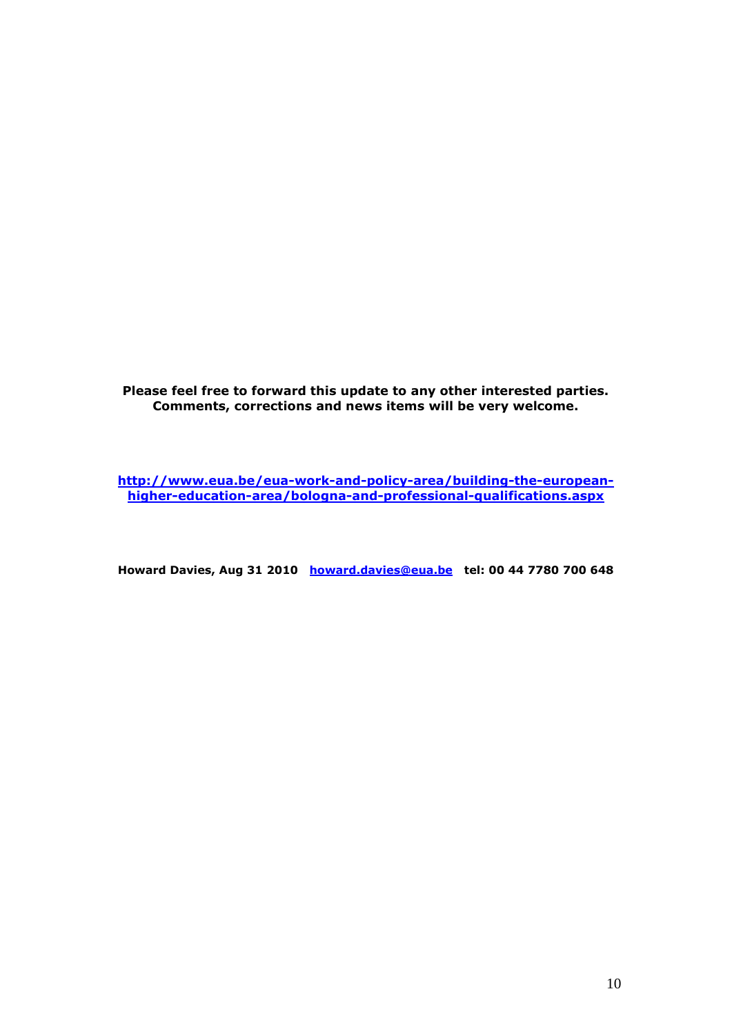**Please feel free to forward this update to any other interested parties. Comments, corrections and news items will be very welcome.**

**[http://www.eua.be/eua-work-and-policy-area/building-the-european-higher-education-area/bologna-and-professional-qualifications.aspx](http://www.eua.be/eua-work-and-policy-area/building-the-european-higher-education-area/bologna-and-professional-qualifications.aspx)**

**Howard Davies, Aug 31 2010 [howard.davies@eua.be](mailto:howard.davies@eua.be) tel: 00 44 7780 700 648**